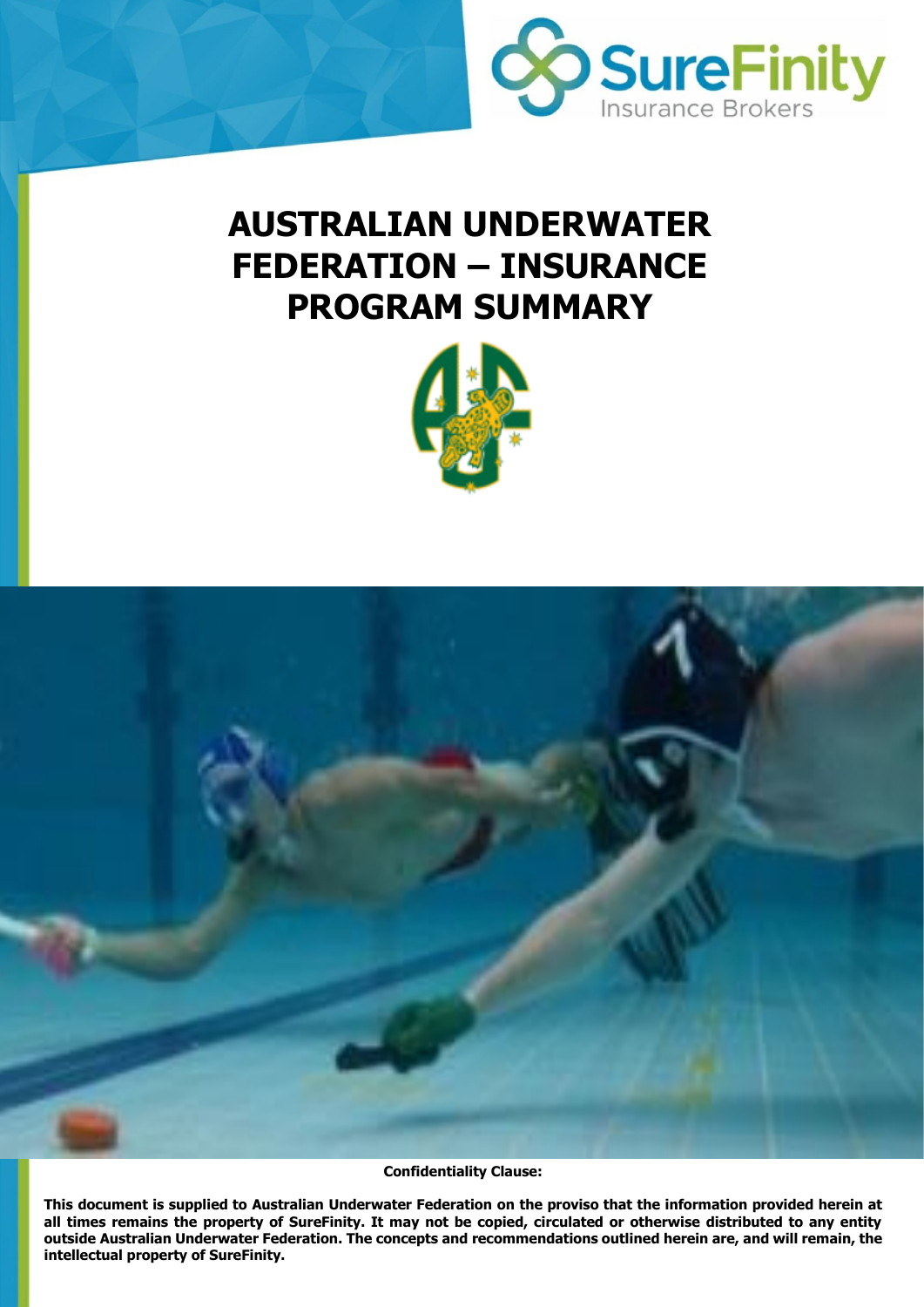SureFinity Insurance Brokers

# AUSTRALIAN UNDERWATER FEDERATION – INSURANCE PROGRAM SUMMARY

**Confidentiality Clause:**

**This document is supplied to Australian Underwater Federation on the proviso that the information provided herein at all times remains the property of SureFinity. It may not be copied, circulated or otherwise distributed to any entity outside Australian Underwater Federation. The concepts and recommendations outlined herein are, and will remain, the intellectual property of SureFinity.**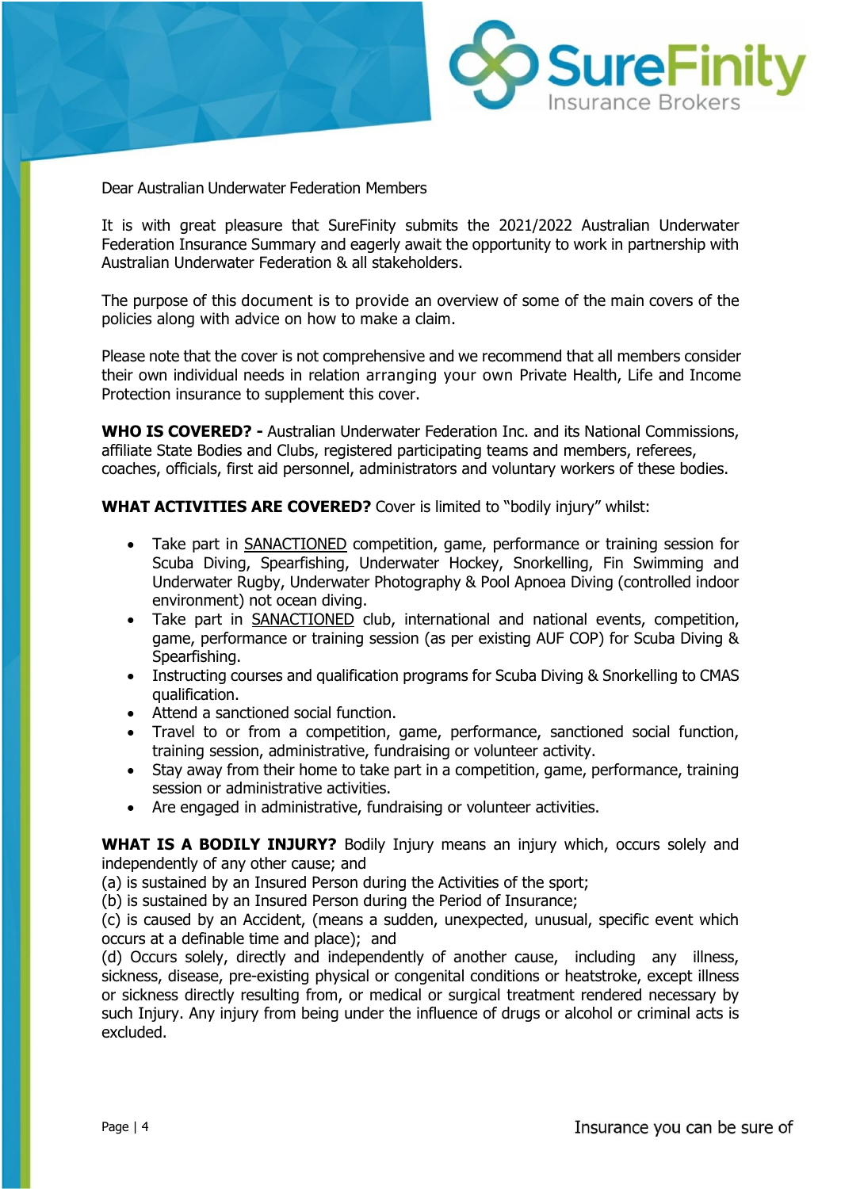Dear Australian Underwater Federation Members

It is with great pleasure that SureFinity submits the 2021/2022 Australian Underwater Federation Insurance Summary and eagerly await the opportunity to work in partnership with Australian Underwater Federation & all stakeholders.

The purpose of this document is to provide an overview of some of the main covers of the policies along with advice on how to make a claim.

Please note that the cover is not comprehensive and we recommend that all members consider their own individual needs in relation arranging your own Private Health, Life and Income Protection insurance to supplement this cover.

**WHO IS COVERED? -** Australian Underwater Federation Inc. and its National Commissions, affiliate State Bodies and Clubs, registered participating teams and members, referees, coaches, officials, first aid personnel, administrators and voluntary workers of these bodies.

**WHAT ACTIVITIES ARE COVERED?** Cover is limited to "bodily injury" whilst:

- Take part in <u>SANACTIONED</u> competition, game, performance or training session for Scuba Diving, Spearfishing, Underwater Hockey, Snorkelling, Fin Swimming and Underwater Rugby, Underwater Photography & Pool Apnoea Diving (controlled indoor environment) not ocean diving.
- Take part in <u>SANACTIONED</u> club, international and national events, competition, game, performance or training session (as per existing AUF COP) for Scuba Diving & Spearfishing.
- Instructing courses and qualification programs for Scuba Diving & Snorkelling to CMAS qualification.
- Attend a sanctioned social function.
- Travel to or from a competition, game, performance, sanctioned social function, training session, administrative, fundraising or volunteer activity.
- Stay away from their home to take part in a competition, game, performance, training session or administrative activities.
- Are engaged in administrative, fundraising or volunteer activities.

**WHAT IS A BODILY INJURY?** Bodily Injury means an injury which, occurs solely and independently of any other cause; and

(a) is sustained by an Insured Person during the Activities of the sport;
(b) is sustained by an Insured Person during the Period of Insurance;
(c) is caused by an Accident, (means a sudden, unexpected, unusual, specific event which occurs at a definable time and place); and
(d) Occurs solely, directly and independently of another cause, including any illness, sickness, disease, pre-existing physical or congenital conditions or heatstroke, except illness or sickness directly resulting from, or medical or surgical treatment rendered necessary by such Injury. Any injury from being under the influence of drugs or alcohol or criminal acts is excluded.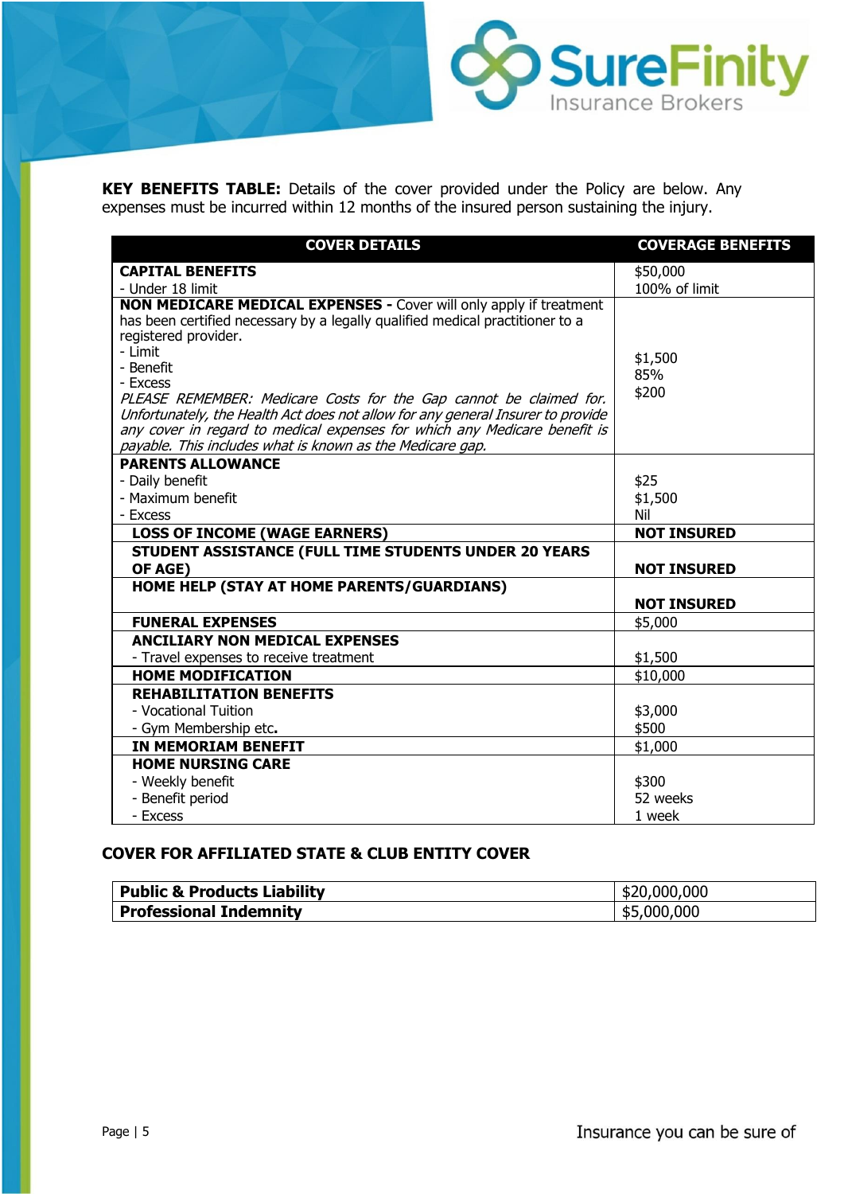**KEY BENEFITS TABLE:** Details of the cover provided under the Policy are below. Any expenses must be incurred within 12 months of the insured person sustaining the injury.

| COVER DETAILS | COVERAGE BENEFITS |
|---|---|
| **CAPITAL BENEFITS**<br>- Under 18 limit | $50,000<br>100% of limit |
| **NON MEDICARE MEDICAL EXPENSES -** Cover will only apply if treatment has been certified necessary by a legally qualified medical practitioner to a registered provider.<br>- Limit<br>- Benefit<br>- Excess<br>*PLEASE REMEMBER: Medicare Costs for the Gap cannot be claimed for. Unfortunately, the Health Act does not allow for any general Insurer to provide any cover in regard to medical expenses for which any Medicare benefit is payable. This includes what is known as the Medicare gap.* | $1,500<br>85%<br>$200 |
| **PARENTS ALLOWANCE**<br>- Daily benefit<br>- Maximum benefit<br>- Excess | $25<br>$1,500<br>Nil |
| **LOSS OF INCOME (WAGE EARNERS)** | **NOT INSURED** |
| **STUDENT ASSISTANCE (FULL TIME STUDENTS UNDER 20 YEARS OF AGE)** | **NOT INSURED** |
| **HOME HELP (STAY AT HOME PARENTS/GUARDIANS)** | **NOT INSURED** |
| **FUNERAL EXPENSES** | $5,000 |
| **ANCILIARY NON MEDICAL EXPENSES**<br>- Travel expenses to receive treatment | $1,500 |
| **HOME MODIFICATION** | $10,000 |
| **REHABILITATION BENEFITS**<br>- Vocational Tuition<br>- Gym Membership etc. | $3,000<br>$500 |
| **IN MEMORIAM BENEFIT** | $1,000 |
| **HOME NURSING CARE**<br>- Weekly benefit<br>- Benefit period<br>- Excess | $300<br>52 weeks<br>1 week |

## COVER FOR AFFILIATED STATE & CLUB ENTITY COVER

| | |
|---|---|
| **Public & Products Liability** | $20,000,000 |
| **Professional Indemnity** | $5,000,000 |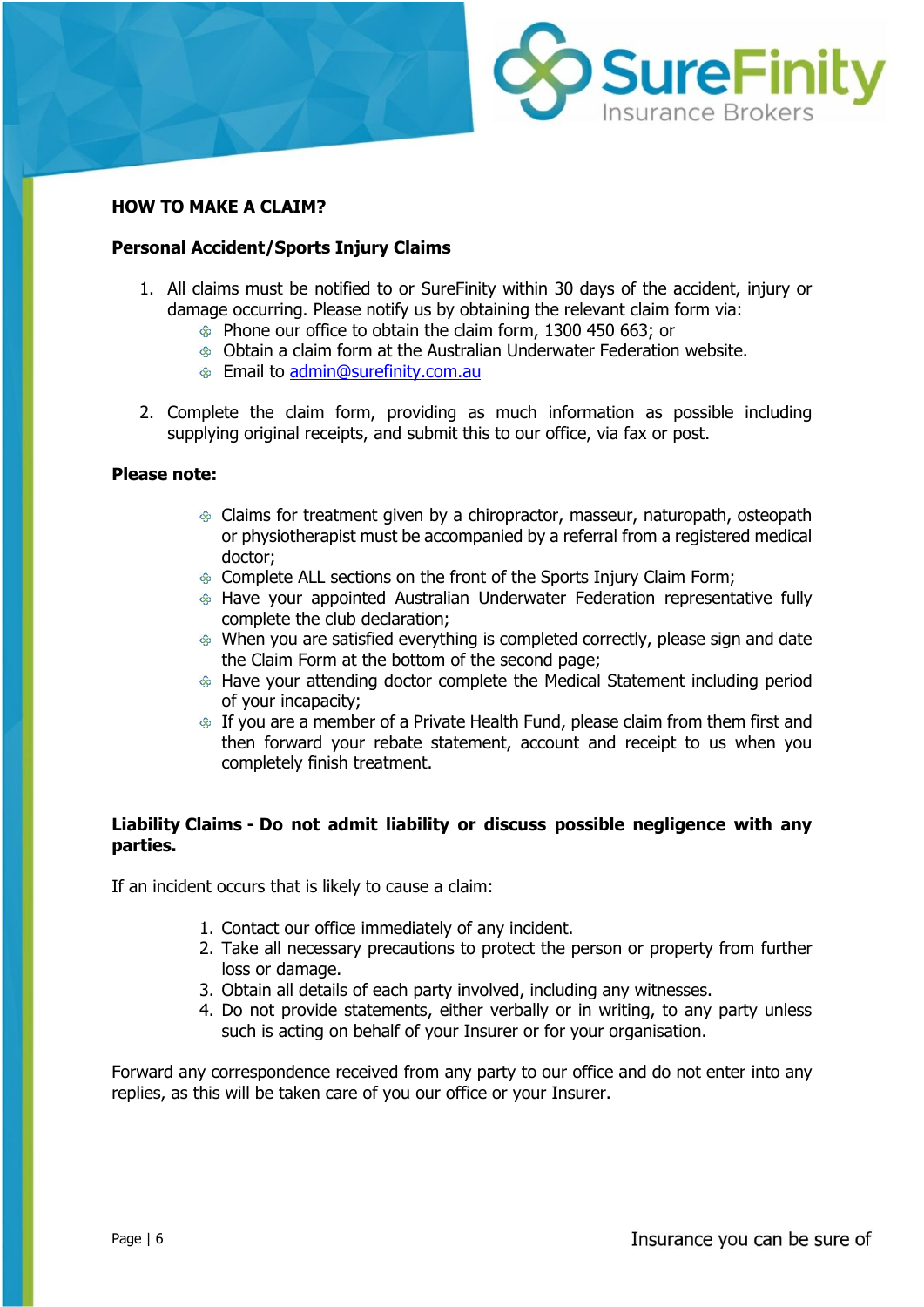## HOW TO MAKE A CLAIM?

### Personal Accident/Sports Injury Claims

1. All claims must be notified to or SureFinity within 30 days of the accident, injury or damage occurring. Please notify us by obtaining the relevant claim form via:
   - Phone our office to obtain the claim form, 1300 450 663; or
   - Obtain a claim form at the Australian Underwater Federation website.
   - Email to admin@surefinity.com.au

2. Complete the claim form, providing as much information as possible including supplying original receipts, and submit this to our office, via fax or post.

**Please note:**

- Claims for treatment given by a chiropractor, masseur, naturopath, osteopath or physiotherapist must be accompanied by a referral from a registered medical doctor;
- Complete ALL sections on the front of the Sports Injury Claim Form;
- Have your appointed Australian Underwater Federation representative fully complete the club declaration;
- When you are satisfied everything is completed correctly, please sign and date the Claim Form at the bottom of the second page;
- Have your attending doctor complete the Medical Statement including period of your incapacity;
- If you are a member of a Private Health Fund, please claim from them first and then forward your rebate statement, account and receipt to us when you completely finish treatment.

### Liability Claims - Do not admit liability or discuss possible negligence with any parties.

If an incident occurs that is likely to cause a claim:

1. Contact our office immediately of any incident.
2. Take all necessary precautions to protect the person or property from further loss or damage.
3. Obtain all details of each party involved, including any witnesses.
4. Do not provide statements, either verbally or in writing, to any party unless such is acting on behalf of your Insurer or for your organisation.

Forward any correspondence received from any party to our office and do not enter into any replies, as this will be taken care of you our office or your Insurer.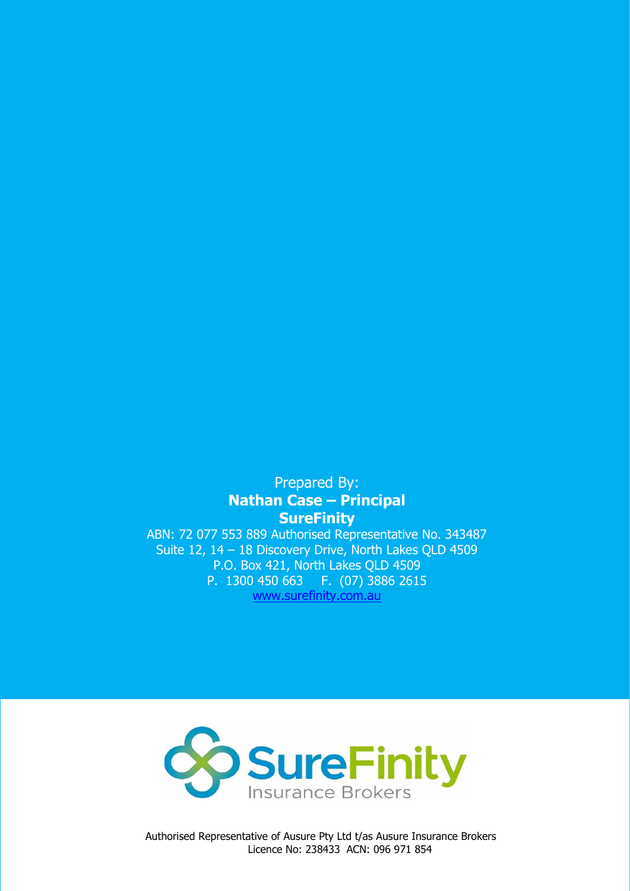Prepared By:

**Nathan Case – Principal**

**SureFinity**

ABN: 72 077 553 889 Authorised Representative No. 343487

Suite 12, 14 – 18 Discovery Drive, North Lakes QLD 4509

P.O. Box 421, North Lakes QLD 4509

P. 1300 450 663 F. (07) 3886 2615

[www.surefinity.com.au](http://www.surefinity.com.au)

SureFinity Insurance Brokers

Authorised Representative of Ausure Pty Ltd t/as Ausure Insurance Brokers
Licence No: 238433 ACN: 096 971 854